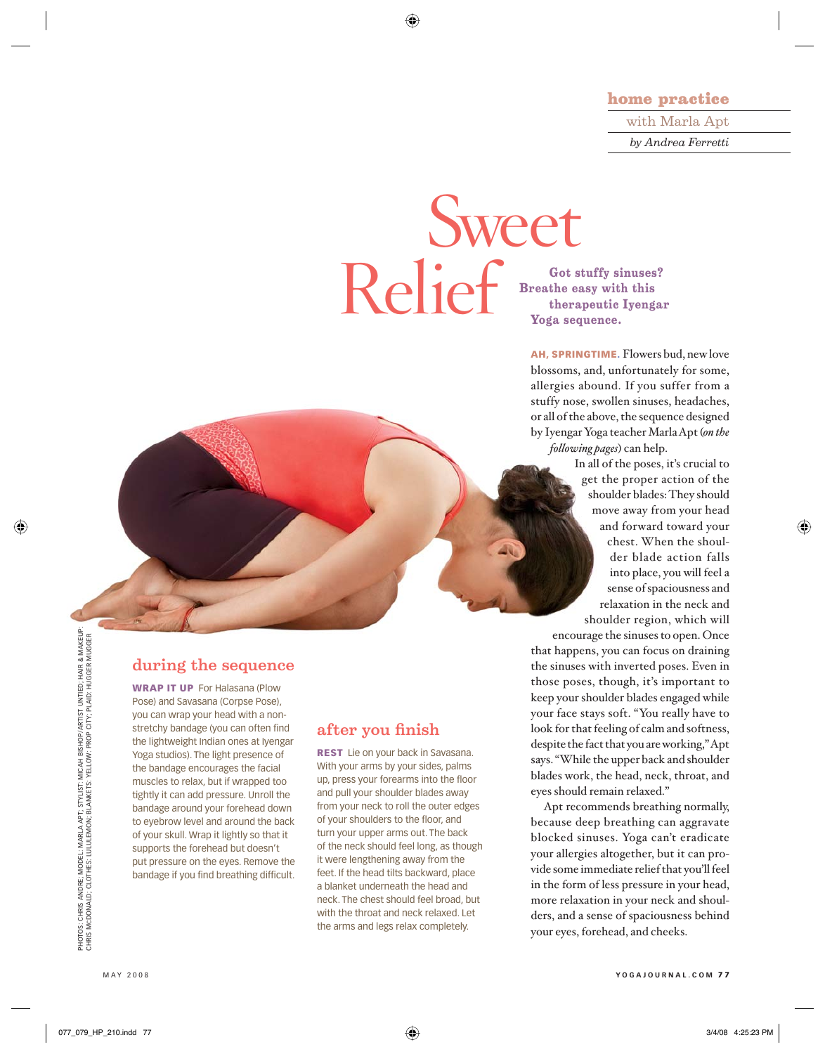**home practice**

with Marla Apt

*by Andrea Ferretti*

# Sweet Relief

**Got stuffy sinuses? Breathe easy with this therapeutic Iyengar Yoga sequence.**

**AH, SPRINGTIME.** Flowers bud, new love blossoms, and, unfortunately for some, allergies abound. If you suffer from a stuffy nose, swollen sinuses, headaches, or all of the above, the sequence designed by Iyengar Yoga teacher Marla Apt (*on the following pages*) can help.

In all of the poses, it's crucial to get the proper action of the shoulder blades: They should move away from your head and forward toward your chest. When the shoulder blade action falls into place, you will feel a sense of spaciousness and relaxation in the neck and shoulder region, which will encourage the sinuses to open. Once that happens, you can focus on draining the sinuses with inverted poses. Even in those poses, though, it's important to keep your shoulder blades engaged while your face stays soft. "You really have to look for that feeling of calm and softness, despite the fact that you are working," Apt says. "While the upper back and shoulder blades work, the head, neck, throat, and eyes should remain relaxed."

Apt recommends breathing normally, because deep breathing can aggravate blocked sinuses. Yoga can't eradicate your allergies altogether, but it can provide some immediate relief that you'll feel in the form of less pressure in your head, more relaxation in your neck and shoulders, and a sense of spaciousness behind your eyes, forehead, and cheeks.

## during the sequence

**WRAP IT UP** For Halasana (Plow Pose) and Savasana (Corpse Pose), you can wrap your head with a non-stretchy bandage (you can often find the lightweight Indian ones at Iyengar Yoga studios). The light presence of the bandage encourages the facial muscles to relax, but if wrapped too tightly it can add pressure. Unroll the bandage around your forehead down to eyebrow level and around the back of your skull. Wrap it lightly so that it supports the forehead but doesn't put pressure on the eyes. Remove the bandage if you find breathing difficult.

## after you finish

**REST** Lie on your back in Savasana. With your arms by your sides, palms up, press your forearms into the floor and pull your shoulder blades away from your neck to roll the outer edges of your shoulders to the floor, and turn your upper arms out. The back of the neck should feel long, as though it were lengthening away from the feet. If the head tilts backward, place a blanket underneath the head and neck. The chest should feel broad, but with the throat and neck relaxed. Let the arms and legs relax completely.

PHOTOS: CHRIS ANDRE; MODEL: MARLA APT; STYLIST: MICAH BISHOP/ARTIST UNTIED; HAIR & MAKEUP: CHRIS MCDONALD; CLOTHES: LULULEMON; BLANKETS: YELLOW: PROP CITY; PLAID: HUGGER MUGGER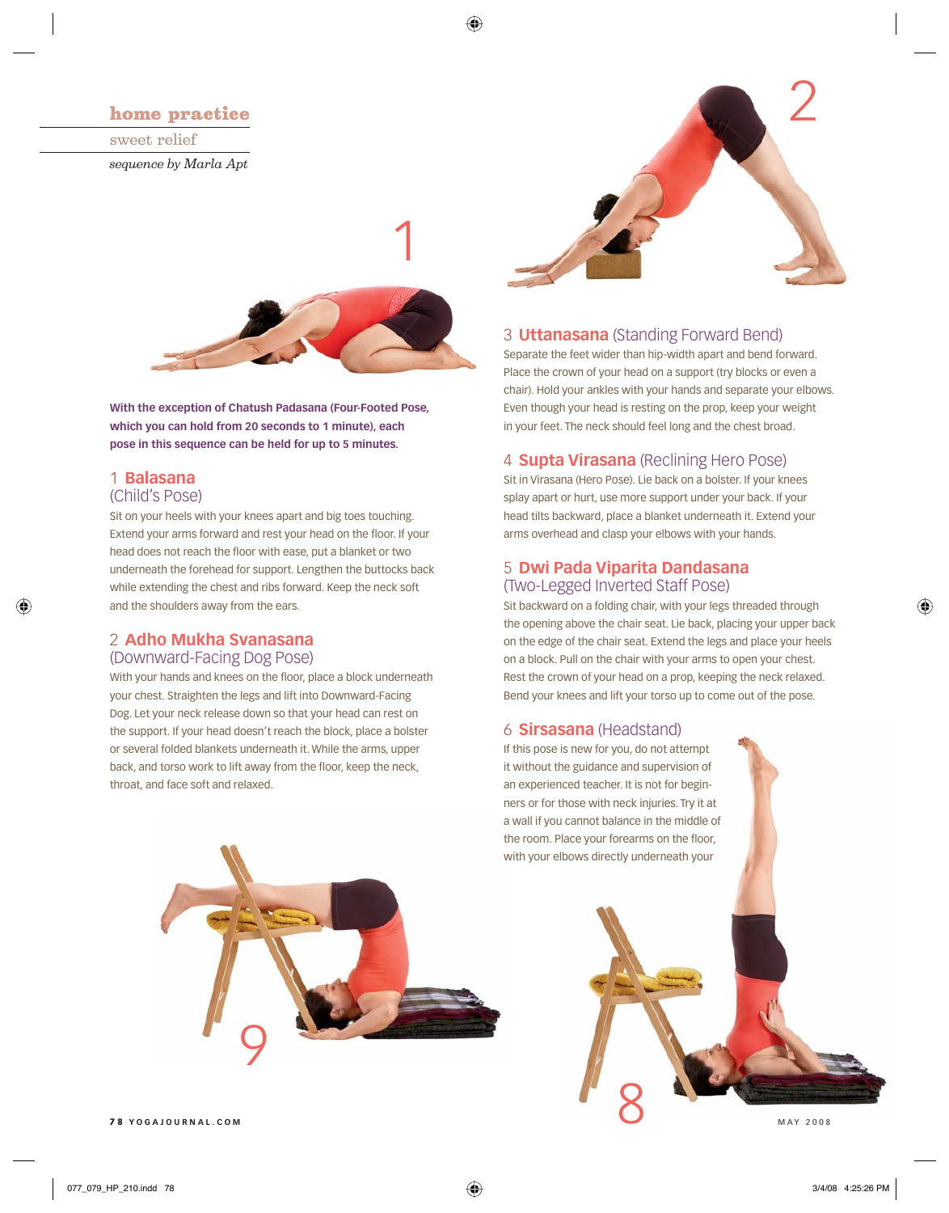# home practice

sweet relief

*sequence by Marla Apt*

**With the exception of Chatush Padasana (Four-Footed Pose, which you can hold from 20 seconds to 1 minute), each pose in this sequence can be held for up to 5 minutes.**

## 1 Balasana (Child's Pose)

Sit on your heels with your knees apart and big toes touching. Extend your arms forward and rest your head on the floor. If your head does not reach the floor with ease, put a blanket or two underneath the forehead for support. Lengthen the buttocks back while extending the chest and ribs forward. Keep the neck soft and the shoulders away from the ears.

## 2 Adho Mukha Svanasana (Downward-Facing Dog Pose)

With your hands and knees on the floor, place a block underneath your chest. Straighten the legs and lift into Downward-Facing Dog. Let your neck release down so that your head can rest on the support. If your head doesn't reach the block, place a bolster or several folded blankets underneath it. While the arms, upper back, and torso work to lift away from the floor, keep the neck, throat, and face soft and relaxed.

## 3 Uttanasana (Standing Forward Bend)

Separate the feet wider than hip-width apart and bend forward. Place the crown of your head on a support (try blocks or even a chair). Hold your ankles with your hands and separate your elbows. Even though your head is resting on the prop, keep your weight in your feet. The neck should feel long and the chest broad.

## 4 Supta Virasana (Reclining Hero Pose)

Sit in Virasana (Hero Pose). Lie back on a bolster. If your knees splay apart or hurt, use more support under your back. If your head tilts backward, place a blanket underneath it. Extend your arms overhead and clasp your elbows with your hands.

## 5 Dwi Pada Viparita Dandasana (Two-Legged Inverted Staff Pose)

Sit backward on a folding chair, with your legs threaded through the opening above the chair seat. Lie back, placing your upper back on the edge of the chair seat. Extend the legs and place your heels on a block. Pull on the chair with your arms to open your chest. Rest the crown of your head on a prop, keeping the neck relaxed. Bend your knees and lift your torso up to come out of the pose.

## 6 Sirsasana (Headstand)

If this pose is new for you, do not attempt it without the guidance and supervision of an experienced teacher. It is not for beginners or for those with neck injuries. Try it at a wall if you cannot balance in the middle of the room. Place your forearms on the floor, with your elbows directly underneath your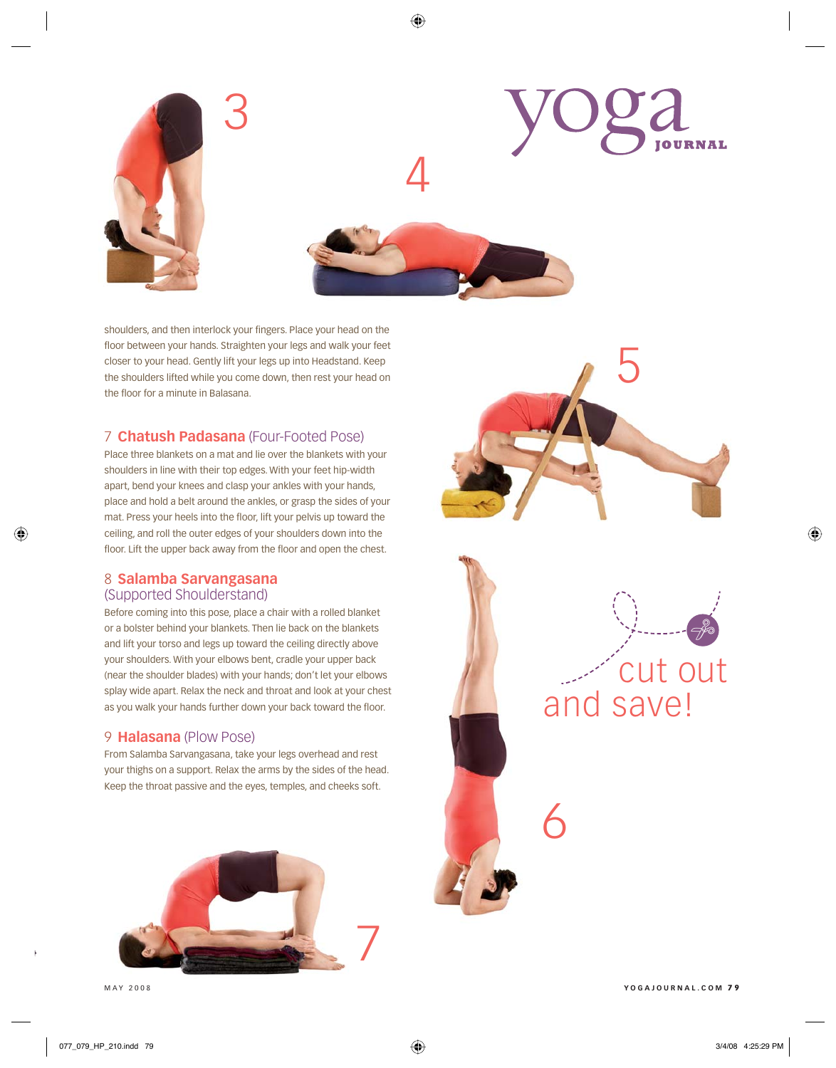shoulders, and then interlock your fingers. Place your head on the floor between your hands. Straighten your legs and walk your feet closer to your head. Gently lift your legs up into Headstand. Keep the shoulders lifted while you come down, then rest your head on the floor for a minute in Balasana.

### 7 **Chatush Padasana** (Four-Footed Pose)

Place three blankets on a mat and lie over the blankets with your shoulders in line with their top edges. With your feet hip-width apart, bend your knees and clasp your ankles with your hands, place and hold a belt around the ankles, or grasp the sides of your mat. Press your heels into the floor, lift your pelvis up toward the ceiling, and roll the outer edges of your shoulders down into the floor. Lift the upper back away from the floor and open the chest.

### 8 **Salamba Sarvangasana** (Supported Shoulderstand)

Before coming into this pose, place a chair with a rolled blanket or a bolster behind your blankets. Then lie back on the blankets and lift your torso and legs up toward the ceiling directly above your shoulders. With your elbows bent, cradle your upper back (near the shoulder blades) with your hands; don't let your elbows splay wide apart. Relax the neck and throat and look at your chest as you walk your hands further down your back toward the floor.

### 9 **Halasana** (Plow Pose)

From Salamba Sarvangasana, take your legs overhead and rest your thighs on a support. Relax the arms by the sides of the head. Keep the throat passive and the eyes, temples, and cheeks soft.

cut out and save!